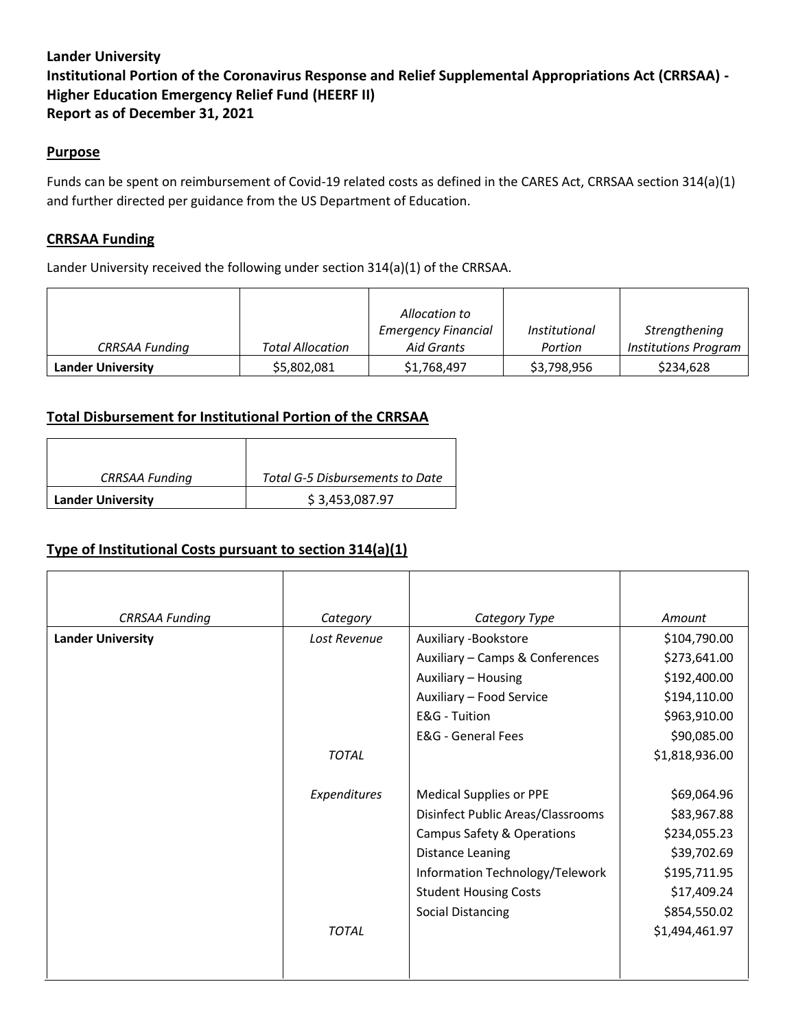**Lander University**
**Institutional Portion of the Coronavirus Response and Relief Supplemental Appropriations Act (CRRSAA) - Higher Education Emergency Relief Fund (HEERF II)**
**Report as of December 31, 2021**

## Purpose

Funds can be spent on reimbursement of Covid-19 related costs as defined in the CARES Act, CRRSAA section 314(a)(1) and further directed per guidance from the US Department of Education.

## CRRSAA Funding

Lander University received the following under section 314(a)(1) of the CRRSAA.

| *CRRSAA Funding* | *Total Allocation* | *Allocation to Emergency Financial Aid Grants* | *Institutional Portion* | *Strengthening Institutions Program* |
|---|---|---|---|---|
| **Lander University** | $5,802,081 | $1,768,497 | $3,798,956 | $234,628 |

## Total Disbursement for Institutional Portion of the CRRSAA

| *CRRSAA Funding* | *Total G-5 Disbursements to Date* |
|---|---|
| **Lander University** | $ 3,453,087.97 |

## Type of Institutional Costs pursuant to section 314(a)(1)

| *CRRSAA Funding* | *Category* | *Category Type* | *Amount* |
|---|---|---|---|
| **Lander University** | *Lost Revenue* | Auxiliary -Bookstore | $104,790.00 |
| | | Auxiliary – Camps & Conferences | $273,641.00 |
| | | Auxiliary – Housing | $192,400.00 |
| | | Auxiliary – Food Service | $194,110.00 |
| | | E&G - Tuition | $963,910.00 |
| | | E&G - General Fees | $90,085.00 |
| | *TOTAL* | | $1,818,936.00 |
| | *Expenditures* | Medical Supplies or PPE | $69,064.96 |
| | | Disinfect Public Areas/Classrooms | $83,967.88 |
| | | Campus Safety & Operations | $234,055.23 |
| | | Distance Leaning | $39,702.69 |
| | | Information Technology/Telework | $195,711.95 |
| | | Student Housing Costs | $17,409.24 |
| | | Social Distancing | $854,550.02 |
| | *TOTAL* | | $1,494,461.97 |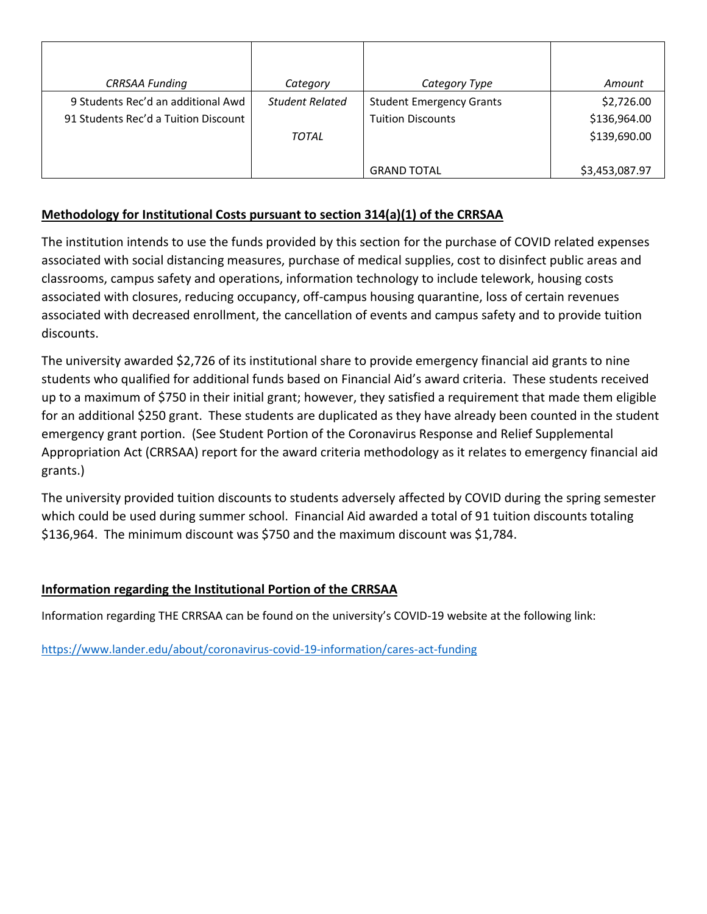| *CRRSAA Funding* | *Category* | *Category Type* | *Amount* |
|---|---|---|---|
| 9 Students Rec'd an additional Awd | *Student Related* | Student Emergency Grants | $2,726.00 |
| 91 Students Rec'd a Tuition Discount | | Tuition Discounts | $136,964.00 |
| | *TOTAL* | | $139,690.00 |
| | | GRAND TOTAL | $3,453,087.97 |

## Methodology for Institutional Costs pursuant to section 314(a)(1) of the CRRSAA

The institution intends to use the funds provided by this section for the purchase of COVID related expenses associated with social distancing measures, purchase of medical supplies, cost to disinfect public areas and classrooms, campus safety and operations, information technology to include telework, housing costs associated with closures, reducing occupancy, off-campus housing quarantine, loss of certain revenues associated with decreased enrollment, the cancellation of events and campus safety and to provide tuition discounts.

The university awarded $2,726 of its institutional share to provide emergency financial aid grants to nine students who qualified for additional funds based on Financial Aid's award criteria. These students received up to a maximum of $750 in their initial grant; however, they satisfied a requirement that made them eligible for an additional $250 grant. These students are duplicated as they have already been counted in the student emergency grant portion. (See Student Portion of the Coronavirus Response and Relief Supplemental Appropriation Act (CRRSAA) report for the award criteria methodology as it relates to emergency financial aid grants.)

The university provided tuition discounts to students adversely affected by COVID during the spring semester which could be used during summer school. Financial Aid awarded a total of 91 tuition discounts totaling $136,964. The minimum discount was $750 and the maximum discount was $1,784.

## Information regarding the Institutional Portion of the CRRSAA

Information regarding THE CRRSAA can be found on the university's COVID-19 website at the following link:

https://www.lander.edu/about/coronavirus-covid-19-information/cares-act-funding